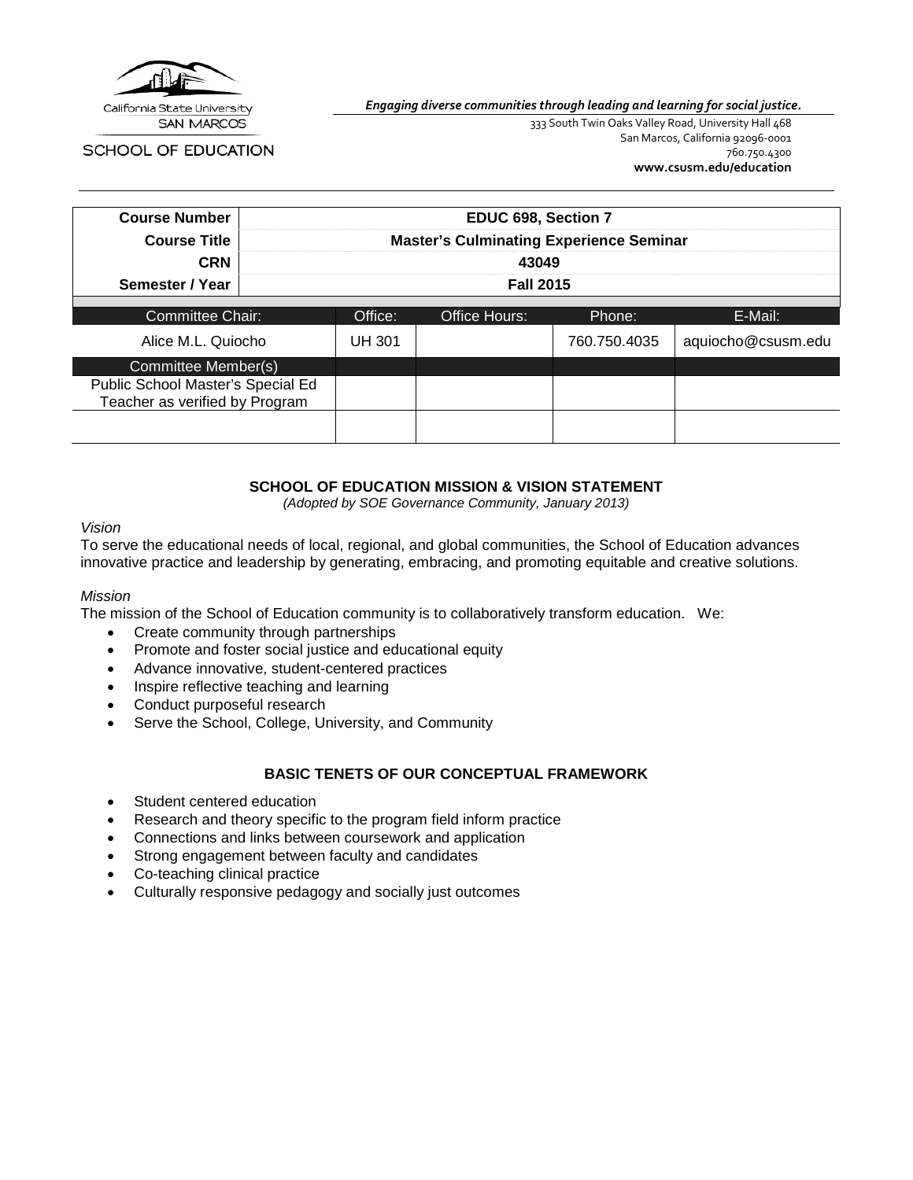California State University SAN MARCOS

SCHOOL OF EDUCATION

*Engaging diverse communities through leading and learning for social justice.*

333 South Twin Oaks Valley Road, University Hall 468
San Marcos, California 92096-0001
760.750.4300
**www.csusm.edu/education**

| **Course Number** | **EDUC 698, Section 7** | | | |
|---|---|---|---|---|
| **Course Title** | **Master's Culminating Experience Seminar** | | | |
| **CRN** | **43049** | | | |
| **Semester / Year** | **Fall 2015** | | | |

| Committee Chair: | Office: | Office Hours: | Phone: | E-Mail: |
|---|---|---|---|---|
| Alice M.L. Quiocho | UH 301 | | 760.750.4035 | aquiocho@csusm.edu |
| Committee Member(s) | | | | |
| Public School Master's Special Ed Teacher as verified by Program | | | | |
| | | | | |

## SCHOOL OF EDUCATION MISSION & VISION STATEMENT

*(Adopted by SOE Governance Community, January 2013)*

*Vision*

To serve the educational needs of local, regional, and global communities, the School of Education advances innovative practice and leadership by generating, embracing, and promoting equitable and creative solutions.

*Mission*

The mission of the School of Education community is to collaboratively transform education. We:

- Create community through partnerships
- Promote and foster social justice and educational equity
- Advance innovative, student-centered practices
- Inspire reflective teaching and learning
- Conduct purposeful research
- Serve the School, College, University, and Community

## BASIC TENETS OF OUR CONCEPTUAL FRAMEWORK

- Student centered education
- Research and theory specific to the program field inform practice
- Connections and links between coursework and application
- Strong engagement between faculty and candidates
- Co-teaching clinical practice
- Culturally responsive pedagogy and socially just outcomes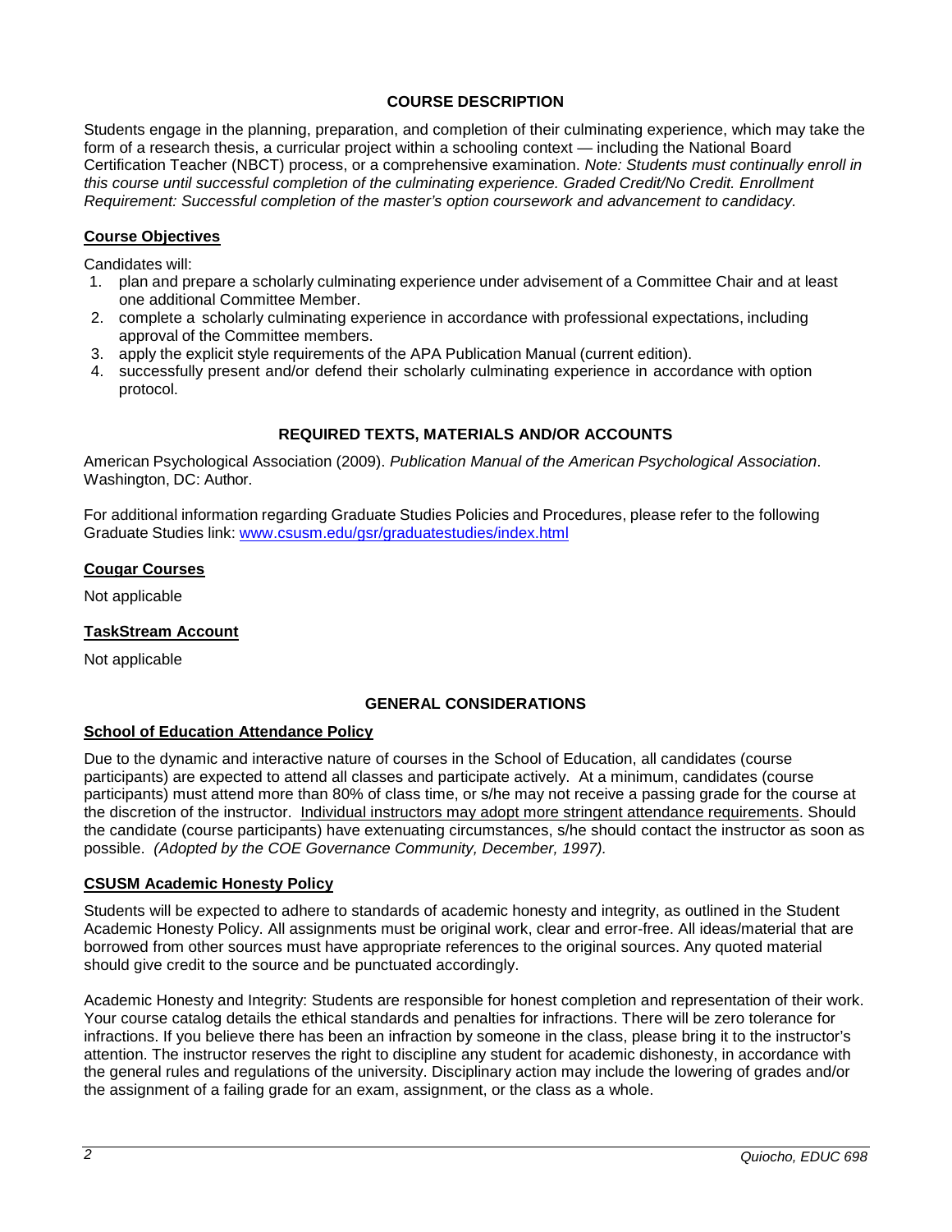## COURSE DESCRIPTION

Students engage in the planning, preparation, and completion of their culminating experience, which may take the form of a research thesis, a curricular project within a schooling context — including the National Board Certification Teacher (NBCT) process, or a comprehensive examination. *Note: Students must continually enroll in this course until successful completion of the culminating experience. Graded Credit/No Credit. Enrollment Requirement: Successful completion of the master's option coursework and advancement to candidacy.*

### Course Objectives

Candidates will:

1. plan and prepare a scholarly culminating experience under advisement of a Committee Chair and at least one additional Committee Member.
2. complete a scholarly culminating experience in accordance with professional expectations, including approval of the Committee members.
3. apply the explicit style requirements of the APA Publication Manual (current edition).
4. successfully present and/or defend their scholarly culminating experience in accordance with option protocol.

## REQUIRED TEXTS, MATERIALS AND/OR ACCOUNTS

American Psychological Association (2009). *Publication Manual of the American Psychological Association*. Washington, DC: Author.

For additional information regarding Graduate Studies Policies and Procedures, please refer to the following Graduate Studies link: [www.csusm.edu/gsr/graduatestudies/index.html](www.csusm.edu/gsr/graduatestudies/index.html)

### Cougar Courses

Not applicable

### TaskStream Account

Not applicable

## GENERAL CONSIDERATIONS

### School of Education Attendance Policy

Due to the dynamic and interactive nature of courses in the School of Education, all candidates (course participants) are expected to attend all classes and participate actively. At a minimum, candidates (course participants) must attend more than 80% of class time, or s/he may not receive a passing grade for the course at the discretion of the instructor. Individual instructors may adopt more stringent attendance requirements. Should the candidate (course participants) have extenuating circumstances, s/he should contact the instructor as soon as possible. *(Adopted by the COE Governance Community, December, 1997).*

### CSUSM Academic Honesty Policy

Students will be expected to adhere to standards of academic honesty and integrity, as outlined in the Student Academic Honesty Policy. All assignments must be original work, clear and error-free. All ideas/material that are borrowed from other sources must have appropriate references to the original sources. Any quoted material should give credit to the source and be punctuated accordingly.

Academic Honesty and Integrity: Students are responsible for honest completion and representation of their work. Your course catalog details the ethical standards and penalties for infractions. There will be zero tolerance for infractions. If you believe there has been an infraction by someone in the class, please bring it to the instructor's attention. The instructor reserves the right to discipline any student for academic dishonesty, in accordance with the general rules and regulations of the university. Disciplinary action may include the lowering of grades and/or the assignment of a failing grade for an exam, assignment, or the class as a whole.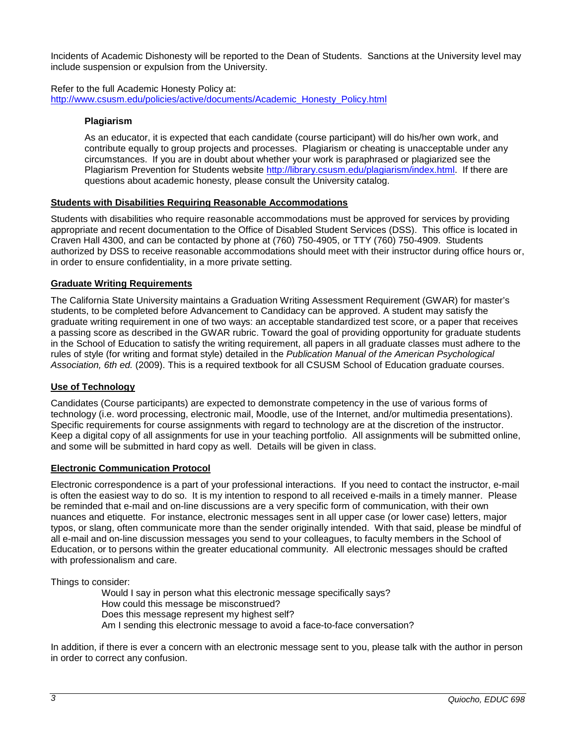Incidents of Academic Dishonesty will be reported to the Dean of Students. Sanctions at the University level may include suspension or expulsion from the University.

Refer to the full Academic Honesty Policy at:
http://www.csusm.edu/policies/active/documents/Academic_Honesty_Policy.html

### Plagiarism

As an educator, it is expected that each candidate (course participant) will do his/her own work, and contribute equally to group projects and processes. Plagiarism or cheating is unacceptable under any circumstances. If you are in doubt about whether your work is paraphrased or plagiarized see the Plagiarism Prevention for Students website http://library.csusm.edu/plagiarism/index.html. If there are questions about academic honesty, please consult the University catalog.

## Students with Disabilities Requiring Reasonable Accommodations

Students with disabilities who require reasonable accommodations must be approved for services by providing appropriate and recent documentation to the Office of Disabled Student Services (DSS). This office is located in Craven Hall 4300, and can be contacted by phone at (760) 750-4905, or TTY (760) 750-4909. Students authorized by DSS to receive reasonable accommodations should meet with their instructor during office hours or, in order to ensure confidentiality, in a more private setting.

## Graduate Writing Requirements

The California State University maintains a Graduation Writing Assessment Requirement (GWAR) for master's students, to be completed before Advancement to Candidacy can be approved. A student may satisfy the graduate writing requirement in one of two ways: an acceptable standardized test score, or a paper that receives a passing score as described in the GWAR rubric. Toward the goal of providing opportunity for graduate students in the School of Education to satisfy the writing requirement, all papers in all graduate classes must adhere to the rules of style (for writing and format style) detailed in the *Publication Manual of the American Psychological Association, 6th ed.* (2009). This is a required textbook for all CSUSM School of Education graduate courses.

## Use of Technology

Candidates (Course participants) are expected to demonstrate competency in the use of various forms of technology (i.e. word processing, electronic mail, Moodle, use of the Internet, and/or multimedia presentations). Specific requirements for course assignments with regard to technology are at the discretion of the instructor. Keep a digital copy of all assignments for use in your teaching portfolio. All assignments will be submitted online, and some will be submitted in hard copy as well. Details will be given in class.

## Electronic Communication Protocol

Electronic correspondence is a part of your professional interactions. If you need to contact the instructor, e-mail is often the easiest way to do so. It is my intention to respond to all received e-mails in a timely manner. Please be reminded that e-mail and on-line discussions are a very specific form of communication, with their own nuances and etiquette. For instance, electronic messages sent in all upper case (or lower case) letters, major typos, or slang, often communicate more than the sender originally intended. With that said, please be mindful of all e-mail and on-line discussion messages you send to your colleagues, to faculty members in the School of Education, or to persons within the greater educational community. All electronic messages should be crafted with professionalism and care.

Things to consider:

Would I say in person what this electronic message specifically says?
How could this message be misconstrued?
Does this message represent my highest self?
Am I sending this electronic message to avoid a face-to-face conversation?

In addition, if there is ever a concern with an electronic message sent to you, please talk with the author in person in order to correct any confusion.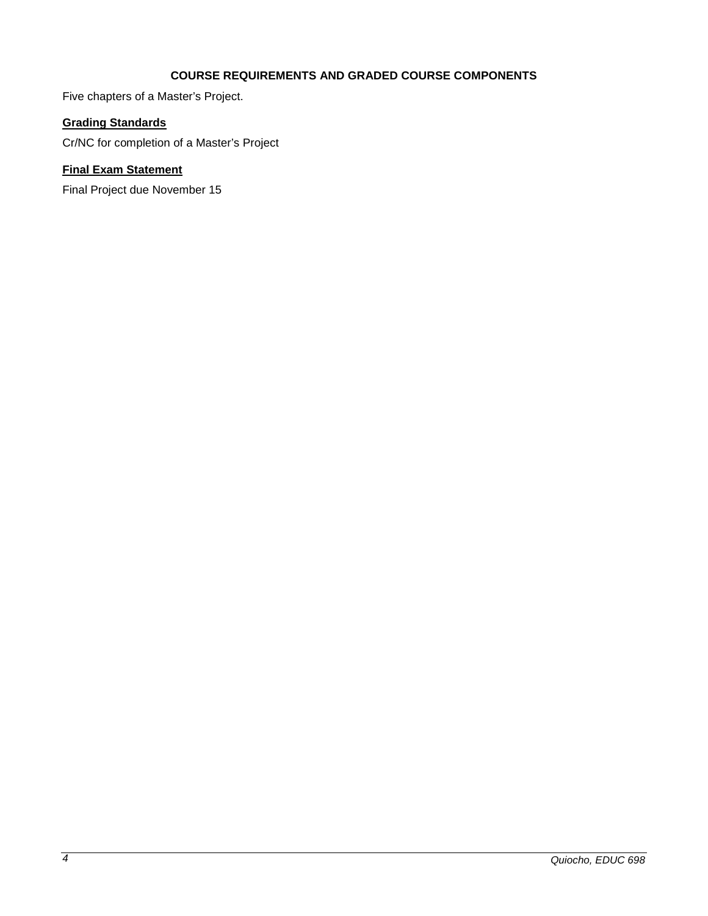## COURSE REQUIREMENTS AND GRADED COURSE COMPONENTS

Five chapters of a Master's Project.

### Grading Standards

Cr/NC for completion of a Master's Project

### Final Exam Statement

Final Project due November 15